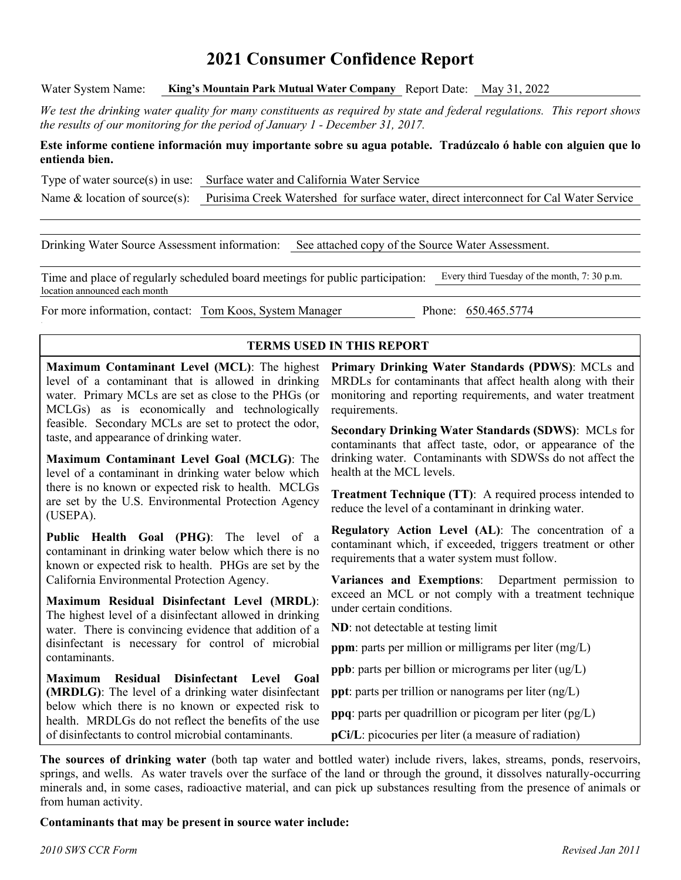# 2021 Consumer Confidence Report

Water System Name: **King's Mountain Park Mutual Water Company** Report Date: May 31, 2022

*We test the drinking water quality for many constituents as required by state and federal regulations. This report shows the results of our monitoring for the period of January 1 - December 31, 2017.*

**Este informe contiene información muy importante sobre su agua potable. Tradúzcalo ó hable con alguien que lo entienda bien.**

Type of water source(s) in use: Surface water and California Water Service

Name & location of source(s): Purisima Creek Watershed for surface water, direct interconnect for Cal Water Service

Drinking Water Source Assessment information: See attached copy of the Source Water Assessment.

Time and place of regularly scheduled board meetings for public participation: Every third Tuesday of the month, 7: 30 p.m. location announced each month

For more information, contact: Tom Koos, System Manager Phone: 650.465.5774

## TERMS USED IN THIS REPORT

**Maximum Contaminant Level (MCL)**: The highest level of a contaminant that is allowed in drinking water. Primary MCLs are set as close to the PHGs (or MCLGs) as is economically and technologically feasible. Secondary MCLs are set to protect the odor, taste, and appearance of drinking water.

**Maximum Contaminant Level Goal (MCLG)**: The level of a contaminant in drinking water below which there is no known or expected risk to health. MCLGs are set by the U.S. Environmental Protection Agency (USEPA).

**Public Health Goal (PHG)**: The level of a contaminant in drinking water below which there is no known or expected risk to health. PHGs are set by the California Environmental Protection Agency.

**Maximum Residual Disinfectant Level (MRDL)**: The highest level of a disinfectant allowed in drinking water. There is convincing evidence that addition of a disinfectant is necessary for control of microbial contaminants.

**Maximum Residual Disinfectant Level Goal (MRDLG)**: The level of a drinking water disinfectant below which there is no known or expected risk to health. MRDLGs do not reflect the benefits of the use of disinfectants to control microbial contaminants.

**Primary Drinking Water Standards (PDWS)**: MCLs and MRDLs for contaminants that affect health along with their monitoring and reporting requirements, and water treatment requirements.

**Secondary Drinking Water Standards (SDWS)**: MCLs for contaminants that affect taste, odor, or appearance of the drinking water. Contaminants with SDWSs do not affect the health at the MCL levels.

**Treatment Technique (TT)**: A required process intended to reduce the level of a contaminant in drinking water.

**Regulatory Action Level (AL)**: The concentration of a contaminant which, if exceeded, triggers treatment or other requirements that a water system must follow.

**Variances and Exemptions**: Department permission to exceed an MCL or not comply with a treatment technique under certain conditions.

**ND**: not detectable at testing limit

**ppm**: parts per million or milligrams per liter (mg/L)

**ppb**: parts per billion or micrograms per liter (ug/L)

**ppt**: parts per trillion or nanograms per liter (ng/L)

**ppq**: parts per quadrillion or picogram per liter (pg/L)

**pCi/L**: picocuries per liter (a measure of radiation)

**The sources of drinking water** (both tap water and bottled water) include rivers, lakes, streams, ponds, reservoirs, springs, and wells. As water travels over the surface of the land or through the ground, it dissolves naturally-occurring minerals and, in some cases, radioactive material, and can pick up substances resulting from the presence of animals or from human activity.

**Contaminants that may be present in source water include:**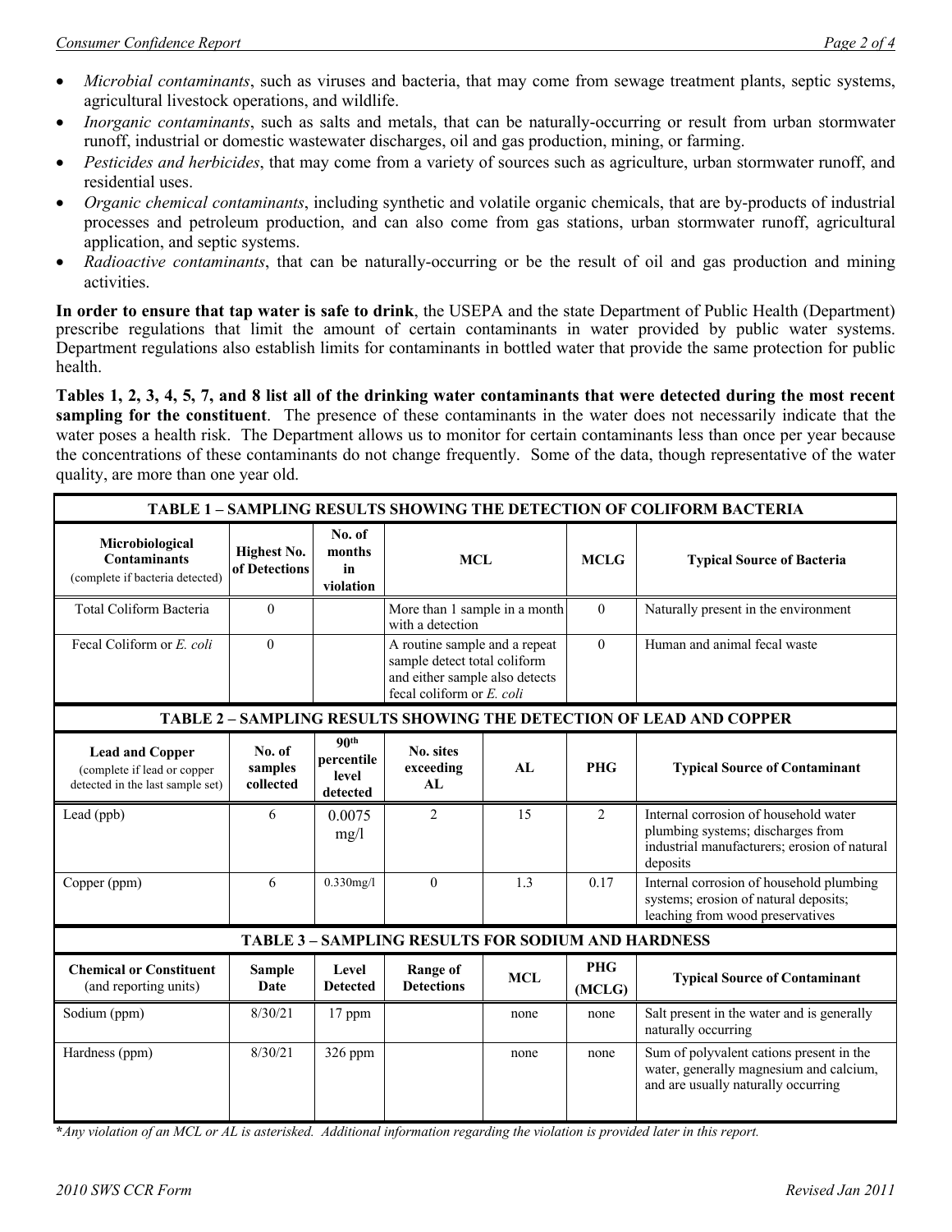- *Microbial contaminants*, such as viruses and bacteria, that may come from sewage treatment plants, septic systems, agricultural livestock operations, and wildlife.
- *Inorganic contaminants*, such as salts and metals, that can be naturally-occurring or result from urban stormwater runoff, industrial or domestic wastewater discharges, oil and gas production, mining, or farming.
- *Pesticides and herbicides*, that may come from a variety of sources such as agriculture, urban stormwater runoff, and residential uses.
- *Organic chemical contaminants*, including synthetic and volatile organic chemicals, that are by-products of industrial processes and petroleum production, and can also come from gas stations, urban stormwater runoff, agricultural application, and septic systems.
- *Radioactive contaminants*, that can be naturally-occurring or be the result of oil and gas production and mining activities.

**In order to ensure that tap water is safe to drink**, the USEPA and the state Department of Public Health (Department) prescribe regulations that limit the amount of certain contaminants in water provided by public water systems. Department regulations also establish limits for contaminants in bottled water that provide the same protection for public health.

**Tables 1, 2, 3, 4, 5, 7, and 8 list all of the drinking water contaminants that were detected during the most recent sampling for the constituent**. The presence of these contaminants in the water does not necessarily indicate that the water poses a health risk. The Department allows us to monitor for certain contaminants less than once per year because the concentrations of these contaminants do not change frequently. Some of the data, though representative of the water quality, are more than one year old.

**TABLE 1 – SAMPLING RESULTS SHOWING THE DETECTION OF COLIFORM BACTERIA**

| Microbiological Contaminants (complete if bacteria detected) | Highest No. of Detections | No. of months in violation | MCL | MCLG | Typical Source of Bacteria |
|---|---|---|---|---|---|
| Total Coliform Bacteria | 0 | | More than 1 sample in a month with a detection | 0 | Naturally present in the environment |
| Fecal Coliform or *E. coli* | 0 | | A routine sample and a repeat sample detect total coliform and either sample also detects fecal coliform or *E. coli* | 0 | Human and animal fecal waste |

**TABLE 2 – SAMPLING RESULTS SHOWING THE DETECTION OF LEAD AND COPPER**

| Lead and Copper (complete if lead or copper detected in the last sample set) | No. of samples collected | 90th percentile level detected | No. sites exceeding AL | AL | PHG | Typical Source of Contaminant |
|---|---|---|---|---|---|---|
| Lead (ppb) | 6 | 0.0075 mg/l | 2 | 15 | 2 | Internal corrosion of household water plumbing systems; discharges from industrial manufacturers; erosion of natural deposits |
| Copper (ppm) | 6 | 0.330mg/l | 0 | 1.3 | 0.17 | Internal corrosion of household plumbing systems; erosion of natural deposits; leaching from wood preservatives |

**TABLE 3 – SAMPLING RESULTS FOR SODIUM AND HARDNESS**

| Chemical or Constituent (and reporting units) | Sample Date | Level Detected | Range of Detections | MCL | PHG (MCLG) | Typical Source of Contaminant |
|---|---|---|---|---|---|---|
| Sodium (ppm) | 8/30/21 | 17 ppm | | none | none | Salt present in the water and is generally naturally occurring |
| Hardness (ppm) | 8/30/21 | 326 ppm | | none | none | Sum of polyvalent cations present in the water, generally magnesium and calcium, and are usually naturally occurring |

***Any violation of an MCL or AL is asterisked. Additional information regarding the violation is provided later in this report.*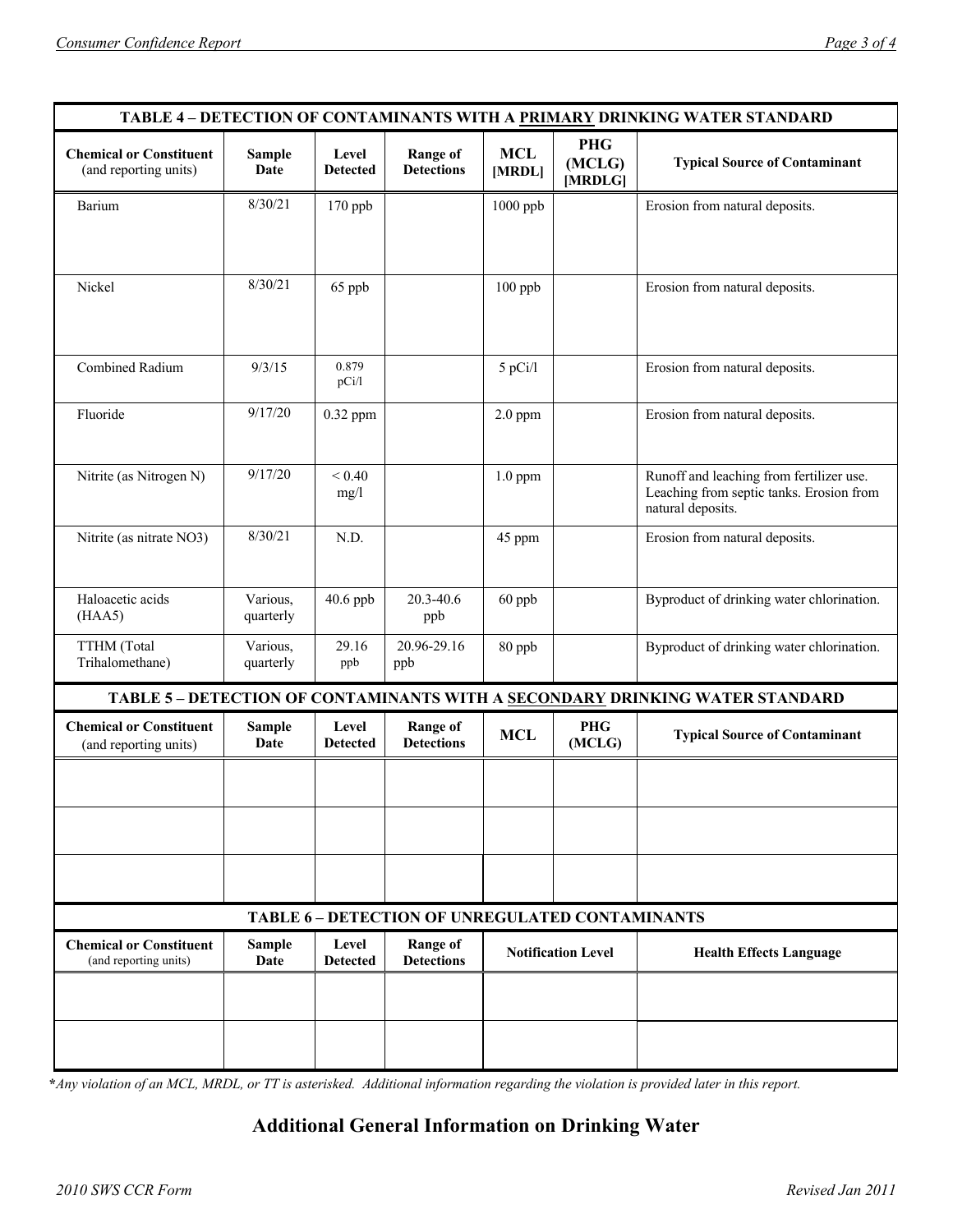| TABLE 4 – DETECTION OF CONTAMINANTS WITH A PRIMARY DRINKING WATER STANDARD | | | | | | |
|---|---|---|---|---|---|---|
| **Chemical or Constituent** (and reporting units) | **Sample Date** | **Level Detected** | **Range of Detections** | **MCL [MRDL]** | **PHG (MCLG) [MRDLG]** | **Typical Source of Contaminant** |
| Barium | 8/30/21 | 170 ppb | | 1000 ppb | | Erosion from natural deposits. |
| Nickel | 8/30/21 | 65 ppb | | 100 ppb | | Erosion from natural deposits. |
| Combined Radium | 9/3/15 | 0.879 pCi/l | | 5 pCi/l | | Erosion from natural deposits. |
| Fluoride | 9/17/20 | 0.32 ppm | | 2.0 ppm | | Erosion from natural deposits. |
| Nitrite (as Nitrogen N) | 9/17/20 | < 0.40 mg/l | | 1.0 ppm | | Runoff and leaching from fertilizer use. Leaching from septic tanks. Erosion from natural deposits. |
| Nitrite (as nitrate NO3) | 8/30/21 | N.D. | | 45 ppm | | Erosion from natural deposits. |
| Haloacetic acids (HAA5) | Various, quarterly | 40.6 ppb | 20.3-40.6 ppb | 60 ppb | | Byproduct of drinking water chlorination. |
| TTHM (Total Trihalomethane) | Various, quarterly | 29.16 ppb | 20.96-29.16 ppb | 80 ppb | | Byproduct of drinking water chlorination. |

| TABLE 5 – DETECTION OF CONTAMINANTS WITH A SECONDARY DRINKING WATER STANDARD | | | | | | |
|---|---|---|---|---|---|---|
| **Chemical or Constituent** (and reporting units) | **Sample Date** | **Level Detected** | **Range of Detections** | **MCL** | **PHG (MCLG)** | **Typical Source of Contaminant** |
| | | | | | | |
| | | | | | | |
| | | | | | | |

| TABLE 6 – DETECTION OF UNREGULATED CONTAMINANTS | | | | | |
|---|---|---|---|---|---|
| **Chemical or Constituent** (and reporting units) | **Sample Date** | **Level Detected** | **Range of Detections** | **Notification Level** | **Health Effects Language** |
| | | | | | |
| | | | | | |

**\***Any violation of an MCL, MRDL, or TT is asterisked. Additional information regarding the violation is provided later in this report.*

## Additional General Information on Drinking Water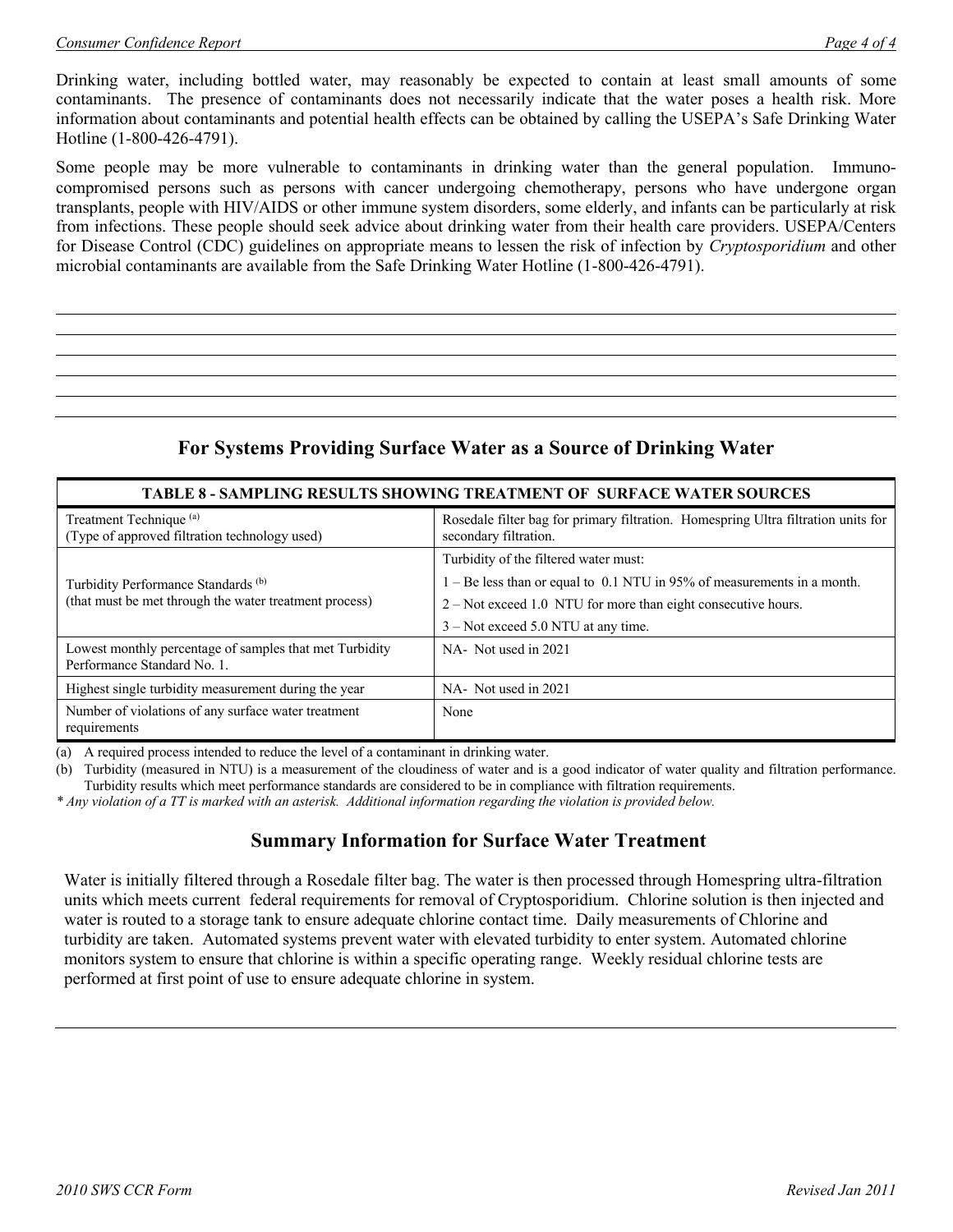Drinking water, including bottled water, may reasonably be expected to contain at least small amounts of some contaminants. The presence of contaminants does not necessarily indicate that the water poses a health risk. More information about contaminants and potential health effects can be obtained by calling the USEPA's Safe Drinking Water Hotline (1-800-426-4791).

Some people may be more vulnerable to contaminants in drinking water than the general population. Immuno-compromised persons such as persons with cancer undergoing chemotherapy, persons who have undergone organ transplants, people with HIV/AIDS or other immune system disorders, some elderly, and infants can be particularly at risk from infections. These people should seek advice about drinking water from their health care providers. USEPA/Centers for Disease Control (CDC) guidelines on appropriate means to lessen the risk of infection by *Cryptosporidium* and other microbial contaminants are available from the Safe Drinking Water Hotline (1-800-426-4791).

## For Systems Providing Surface Water as a Source of Drinking Water

| TABLE 8 - SAMPLING RESULTS SHOWING TREATMENT OF SURFACE WATER SOURCES | |
|---|---|
| Treatment Technique [(a)] (Type of approved filtration technology used) | Rosedale filter bag for primary filtration. Homespring Ultra filtration units for secondary filtration. |
| Turbidity Performance Standards [(b)] (that must be met through the water treatment process) | Turbidity of the filtered water must:<br>1 – Be less than or equal to 0.1 NTU in 95% of measurements in a month.<br>2 – Not exceed 1.0 NTU for more than eight consecutive hours.<br>3 – Not exceed 5.0 NTU at any time. |
| Lowest monthly percentage of samples that met Turbidity Performance Standard No. 1. | NA- Not used in 2021 |
| Highest single turbidity measurement during the year | NA- Not used in 2021 |
| Number of violations of any surface water treatment requirements | None |

(a) A required process intended to reduce the level of a contaminant in drinking water.

(b) Turbidity (measured in NTU) is a measurement of the cloudiness of water and is a good indicator of water quality and filtration performance. Turbidity results which meet performance standards are considered to be in compliance with filtration requirements.

*\* Any violation of a TT is marked with an asterisk. Additional information regarding the violation is provided below.*

## Summary Information for Surface Water Treatment

Water is initially filtered through a Rosedale filter bag. The water is then processed through Homespring ultra-filtration units which meets current federal requirements for removal of Cryptosporidium. Chlorine solution is then injected and water is routed to a storage tank to ensure adequate chlorine contact time. Daily measurements of Chlorine and turbidity are taken. Automated systems prevent water with elevated turbidity to enter system. Automated chlorine monitors system to ensure that chlorine is within a specific operating range. Weekly residual chlorine tests are performed at first point of use to ensure adequate chlorine in system.